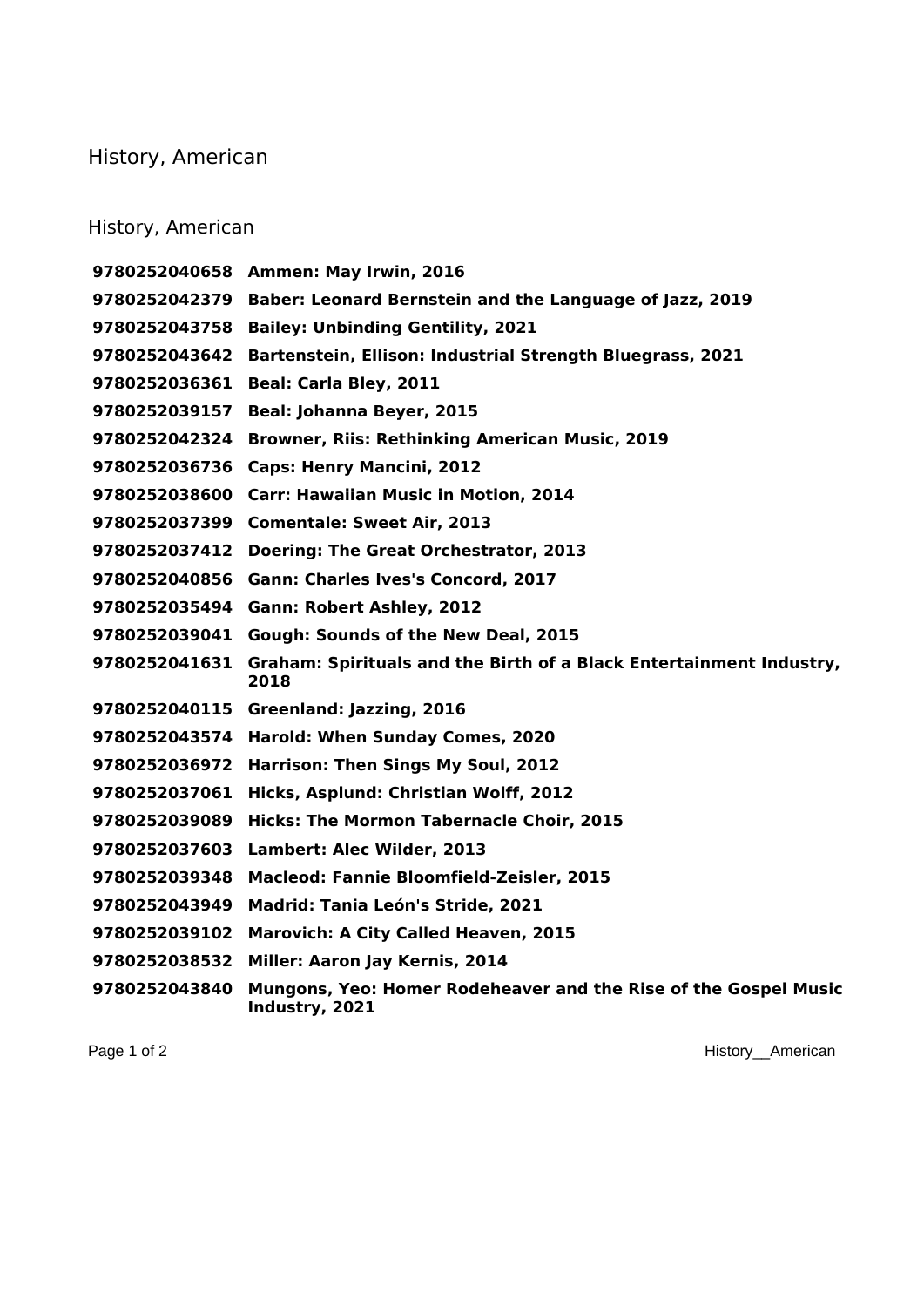# History, American

## History, American

| | |
|---|---|
| **9780252040658** | **Ammen: May Irwin, 2016** |
| **9780252042379** | **Baber: Leonard Bernstein and the Language of Jazz, 2019** |
| **9780252043758** | **Bailey: Unbinding Gentility, 2021** |
| **9780252043642** | **Bartenstein, Ellison: Industrial Strength Bluegrass, 2021** |
| **9780252036361** | **Beal: Carla Bley, 2011** |
| **9780252039157** | **Beal: Johanna Beyer, 2015** |
| **9780252042324** | **Browner, Riis: Rethinking American Music, 2019** |
| **9780252036736** | **Caps: Henry Mancini, 2012** |
| **9780252038600** | **Carr: Hawaiian Music in Motion, 2014** |
| **9780252037399** | **Comentale: Sweet Air, 2013** |
| **9780252037412** | **Doering: The Great Orchestrator, 2013** |
| **9780252040856** | **Gann: Charles Ives's Concord, 2017** |
| **9780252035494** | **Gann: Robert Ashley, 2012** |
| **9780252039041** | **Gough: Sounds of the New Deal, 2015** |
| **9780252041631** | **Graham: Spirituals and the Birth of a Black Entertainment Industry, 2018** |
| **9780252040115** | **Greenland: Jazzing, 2016** |
| **9780252043574** | **Harold: When Sunday Comes, 2020** |
| **9780252036972** | **Harrison: Then Sings My Soul, 2012** |
| **9780252037061** | **Hicks, Asplund: Christian Wolff, 2012** |
| **9780252039089** | **Hicks: The Mormon Tabernacle Choir, 2015** |
| **9780252037603** | **Lambert: Alec Wilder, 2013** |
| **9780252039348** | **Macleod: Fannie Bloomfield-Zeisler, 2015** |
| **9780252043949** | **Madrid: Tania León's Stride, 2021** |
| **9780252039102** | **Marovich: A City Called Heaven, 2015** |
| **9780252038532** | **Miller: Aaron Jay Kernis, 2014** |
| **9780252043840** | **Mungons, Yeo: Homer Rodeheaver and the Rise of the Gospel Music Industry, 2021** |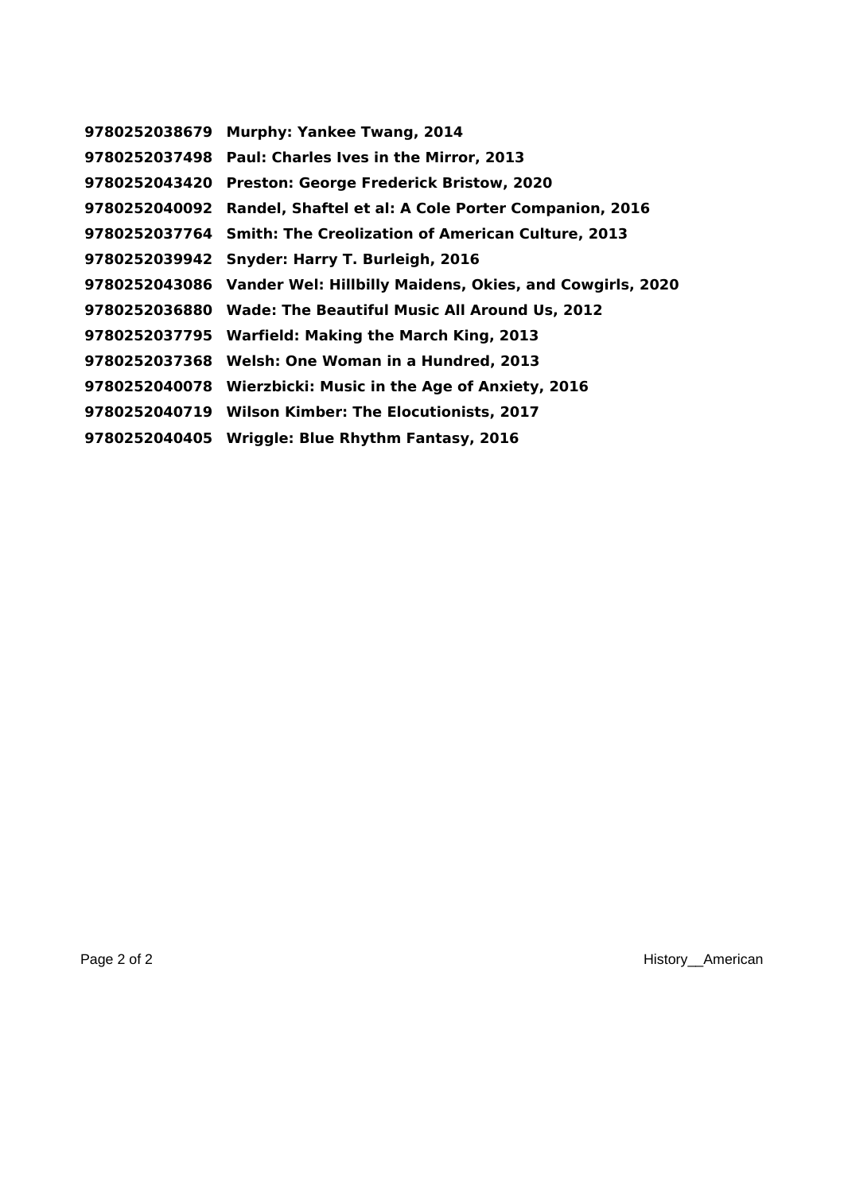**9780252038679 Murphy: Yankee Twang, 2014**
**9780252037498 Paul: Charles Ives in the Mirror, 2013**
**9780252043420 Preston: George Frederick Bristow, 2020**
**9780252040092 Randel, Shaftel et al: A Cole Porter Companion, 2016**
**9780252037764 Smith: The Creolization of American Culture, 2013**
**9780252039942 Snyder: Harry T. Burleigh, 2016**
**9780252043086 Vander Wel: Hillbilly Maidens, Okies, and Cowgirls, 2020**
**9780252036880 Wade: The Beautiful Music All Around Us, 2012**
**9780252037795 Warfield: Making the March King, 2013**
**9780252037368 Welsh: One Woman in a Hundred, 2013**
**9780252040078 Wierzbicki: Music in the Age of Anxiety, 2016**
**9780252040719 Wilson Kimber: The Elocutionists, 2017**
**9780252040405 Wriggle: Blue Rhythm Fantasy, 2016**